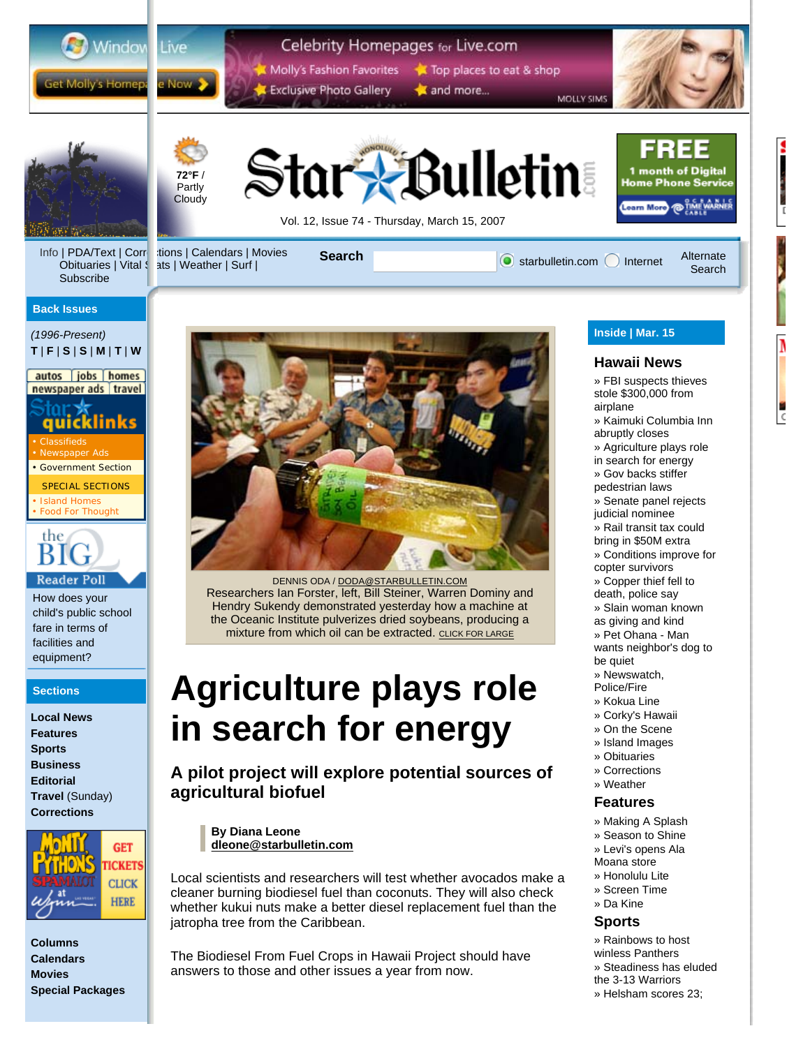Celebrity Homepages for Live.com

Molly's Fashion Favorites · Top places to eat & shop · Exclusive Photo Gallery · and more...

72°F / Partly Cloudy

# Star★Bulletin

Vol. 12, Issue 74 - Thursday, March 15, 2007

FREE 1 month of Digital Home Phone Service

Info | PDA/Text | Corrections | Calendars | Movies
Obituaries | Vital Stats | Weather | Surf |
Subscribe

Search

starbulletin.com   Internet

Alternate Search

**Back Issues**

*(1996-Present)*

**T | F | S | S | M | T | W**

autos | jobs | homes | newspaper ads | travel

Star quicklinks

- Classifieds
- Newspaper Ads
- Government Section

SPECIAL SECTIONS

- Island Homes
- Food For Thought

the BIG Q Reader Poll

How does your child's public school fare in terms of facilities and equipment?

**Sections**

**Local News**
**Features**
**Sports**
**Business**
**Editorial**
**Travel** (Sunday)
**Corrections**

**Columns**
**Calendars**
**Movies**
**Special Packages**

DENNIS ODA / DODA@STARBULLETIN.COM
Researchers Ian Forster, left, Bill Steiner, Warren Dominy and Hendry Sukendy demonstrated yesterday how a machine at the Oceanic Institute pulverizes dried soybeans, producing a mixture from which oil can be extracted. CLICK FOR LARGE

# Agriculture plays role in search for energy

## A pilot project will explore potential sources of agricultural biofuel

**By Diana Leone**
**dleone@starbulletin.com**

Local scientists and researchers will test whether avocados make a cleaner burning biodiesel fuel than coconuts. They will also check whether kukui nuts make a better diesel replacement fuel than the jatropha tree from the Caribbean.

The Biodiesel From Fuel Crops in Hawaii Project should have answers to those and other issues a year from now.

**Inside | Mar. 15**

### Hawaii News

» FBI suspects thieves stole $300,000 from airplane
» Kaimuki Columbia Inn abruptly closes
» Agriculture plays role in search for energy
» Gov backs stiffer pedestrian laws
» Senate panel rejects judicial nominee
» Rail transit tax could bring in $50M extra
» Conditions improve for copter survivors
» Copper thief fell to death, police say
» Slain woman known as giving and kind
» Pet Ohana - Man wants neighbor's dog to be quiet
» Newswatch, Police/Fire
» Kokua Line
» Corky's Hawaii
» On the Scene
» Island Images
» Obituaries
» Corrections
» Weather

### Features

» Making A Splash
» Season to Shine
» Levi's opens Ala Moana store
» Honolulu Lite
» Screen Time
» Da Kine

### Sports

» Rainbows to host winless Panthers
» Steadiness has eluded the 3-13 Warriors
» Helsham scores 23;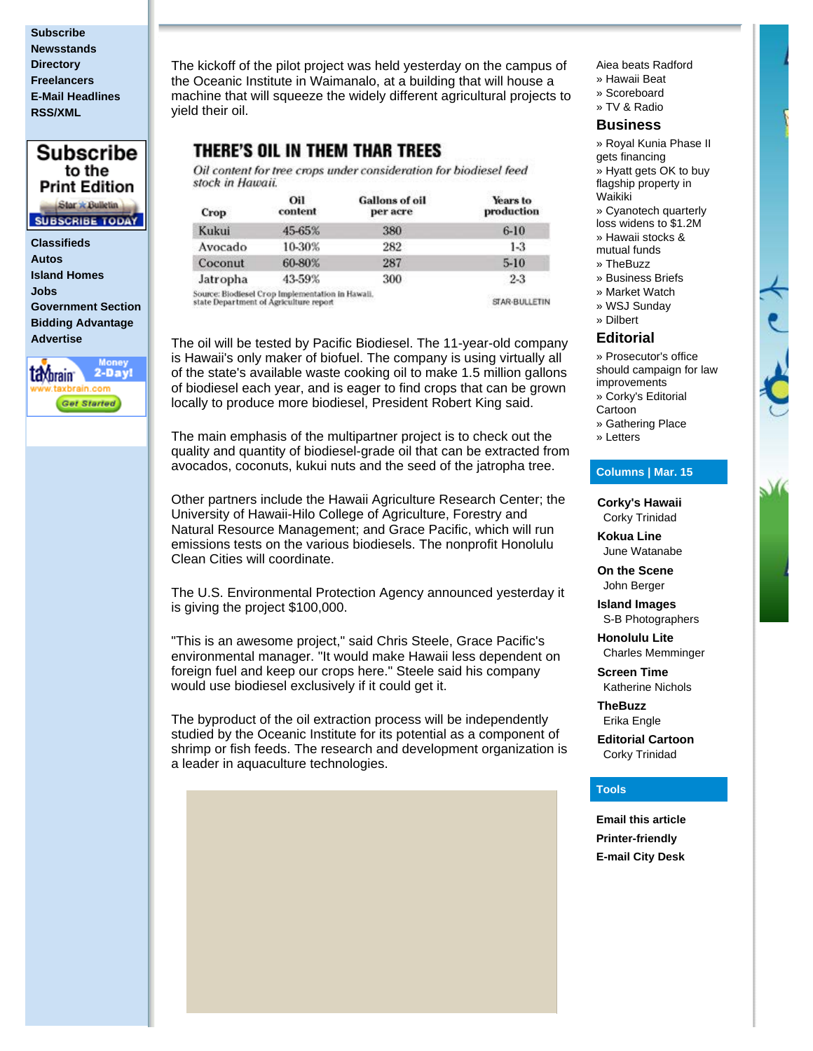Subscribe
Newsstands
Directory
Freelancers
E-Mail Headlines
RSS/XML

Subscribe to the Print Edition
SUBSCRIBE TODAY

Classifieds
Autos
Island Homes
Jobs
Government Section
Bidding Advantage
Advertise

The kickoff of the pilot project was held yesterday on the campus of the Oceanic Institute in Waimanalo, at a building that will house a machine that will squeeze the widely different agricultural projects to yield their oil.

## THERE'S OIL IN THEM THAR TREES

*Oil content for tree crops under consideration for biodiesel feed stock in Hawaii.*

| Crop | Oil content | Gallons of oil per acre | Years to production |
|---|---|---|---|
| Kukui | 45-65% | 380 | 6-10 |
| Avocado | 10-30% | 282 | 1-3 |
| Coconut | 60-80% | 287 | 5-10 |
| Jatropha | 43-59% | 300 | 2-3 |

Source: Biodiesel Crop Implementation in Hawaii, state Department of Agriculture report

STAR-BULLETIN

The oil will be tested by Pacific Biodiesel. The 11-year-old company is Hawaii's only maker of biofuel. The company is using virtually all of the state's available waste cooking oil to make 1.5 million gallons of biodiesel each year, and is eager to find crops that can be grown locally to produce more biodiesel, President Robert King said.

The main emphasis of the multipartner project is to check out the quality and quantity of biodiesel-grade oil that can be extracted from avocados, coconuts, kukui nuts and the seed of the jatropha tree.

Other partners include the Hawaii Agriculture Research Center; the University of Hawaii-Hilo College of Agriculture, Forestry and Natural Resource Management; and Grace Pacific, which will run emissions tests on the various biodiesels. The nonprofit Honolulu Clean Cities will coordinate.

The U.S. Environmental Protection Agency announced yesterday it is giving the project $100,000.

"This is an awesome project," said Chris Steele, Grace Pacific's environmental manager. "It would make Hawaii less dependent on foreign fuel and keep our crops here." Steele said his company would use biodiesel exclusively if it could get it.

The byproduct of the oil extraction process will be independently studied by the Oceanic Institute for its potential as a component of shrimp or fish feeds. The research and development organization is a leader in aquaculture technologies.

Aiea beats Radford
» Hawaii Beat
» Scoreboard
» TV & Radio

### Business

» Royal Kunia Phase II gets financing
» Hyatt gets OK to buy flagship property in Waikiki
» Cyanotech quarterly loss widens to $1.2M
» Hawaii stocks & mutual funds
» TheBuzz
» Business Briefs
» Market Watch
» WSJ Sunday
» Dilbert

### Editorial

» Prosecutor's office should campaign for law improvements
» Corky's Editorial Cartoon
» Gathering Place
» Letters

**Columns | Mar. 15**

**Corky's Hawaii**
Corky Trinidad
**Kokua Line**
June Watanabe
**On the Scene**
John Berger
**Island Images**
S-B Photographers
**Honolulu Lite**
Charles Memminger
**Screen Time**
Katherine Nichols
**TheBuzz**
Erika Engle
**Editorial Cartoon**
Corky Trinidad

**Tools**

**Email this article**
**Printer-friendly**
**E-mail City Desk**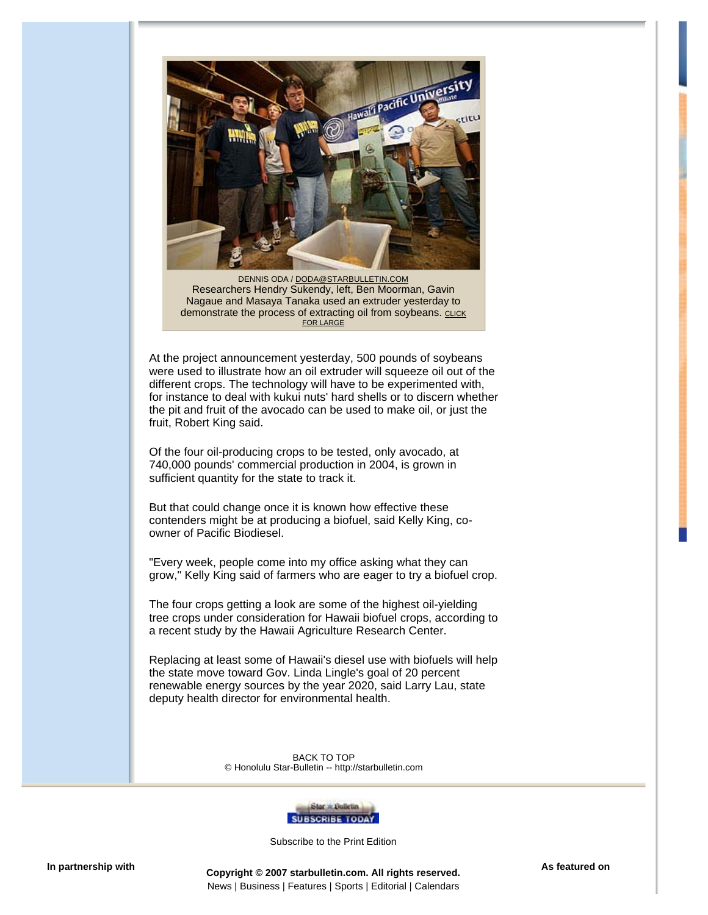DENNIS ODA / DODA@STARBULLETIN.COM
Researchers Hendry Sukendy, left, Ben Moorman, Gavin Nagaue and Masaya Tanaka used an extruder yesterday to demonstrate the process of extracting oil from soybeans. CLICK FOR LARGE

At the project announcement yesterday, 500 pounds of soybeans were used to illustrate how an oil extruder will squeeze oil out of the different crops. The technology will have to be experimented with, for instance to deal with kukui nuts' hard shells or to discern whether the pit and fruit of the avocado can be used to make oil, or just the fruit, Robert King said.

Of the four oil-producing crops to be tested, only avocado, at 740,000 pounds' commercial production in 2004, is grown in sufficient quantity for the state to track it.

But that could change once it is known how effective these contenders might be at producing a biofuel, said Kelly King, co-owner of Pacific Biodiesel.

"Every week, people come into my office asking what they can grow," Kelly King said of farmers who are eager to try a biofuel crop.

The four crops getting a look are some of the highest oil-yielding tree crops under consideration for Hawaii biofuel crops, according to a recent study by the Hawaii Agriculture Research Center.

Replacing at least some of Hawaii's diesel use with biofuels will help the state move toward Gov. Linda Lingle's goal of 20 percent renewable energy sources by the year 2020, said Larry Lau, state deputy health director for environmental health.

BACK TO TOP
© Honolulu Star-Bulletin -- http://starbulletin.com

Subscribe to the Print Edition

In partnership with

**Copyright © 2007 starbulletin.com. All rights reserved.**
News | Business | Features | Sports | Editorial | Calendars

As featured on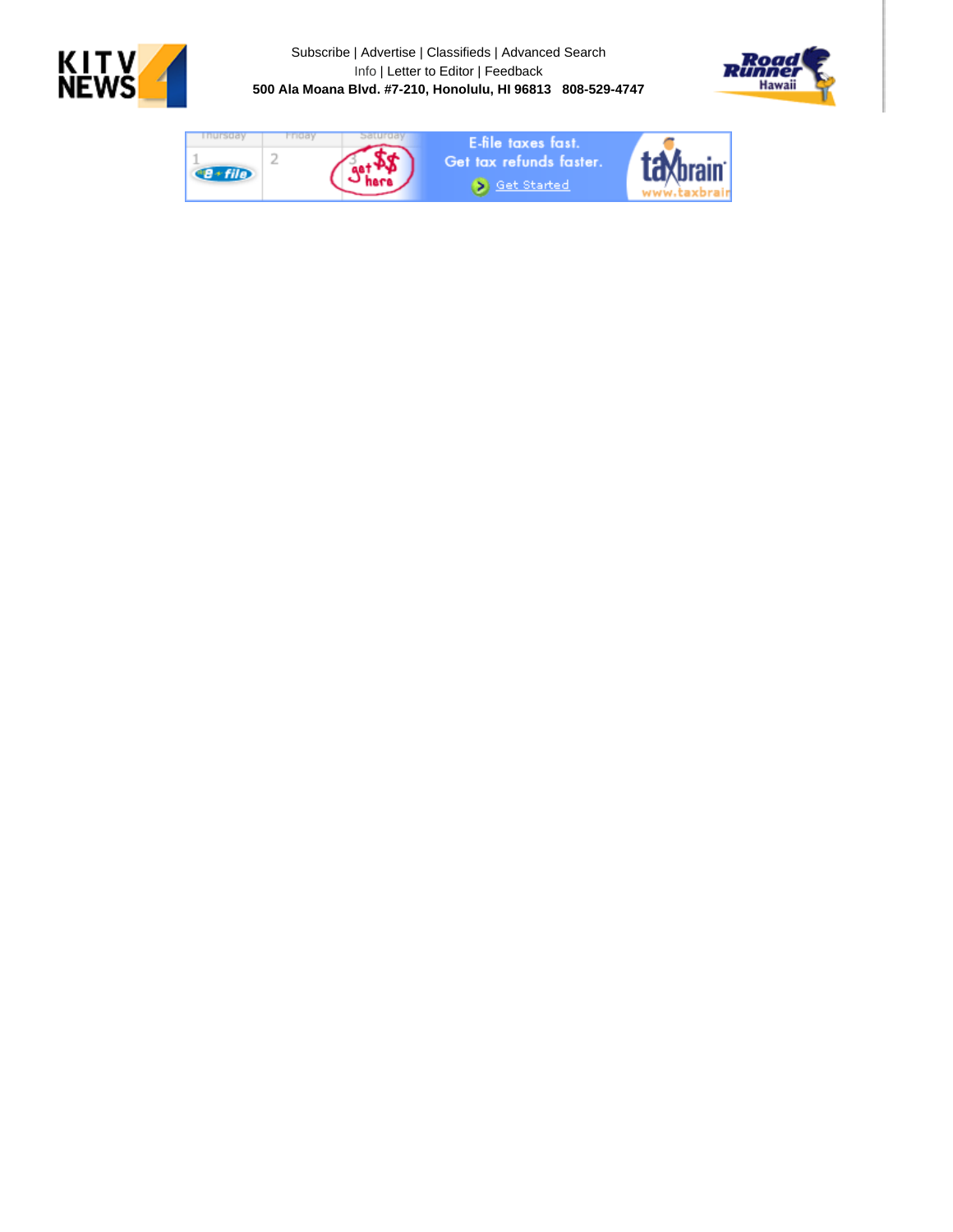Subscribe | Advertise | Classifieds | Advanced Search
Info | Letter to Editor | Feedback
**500 Ala Moana Blvd. #7-210, Honolulu, HI 96813   808-529-4747**